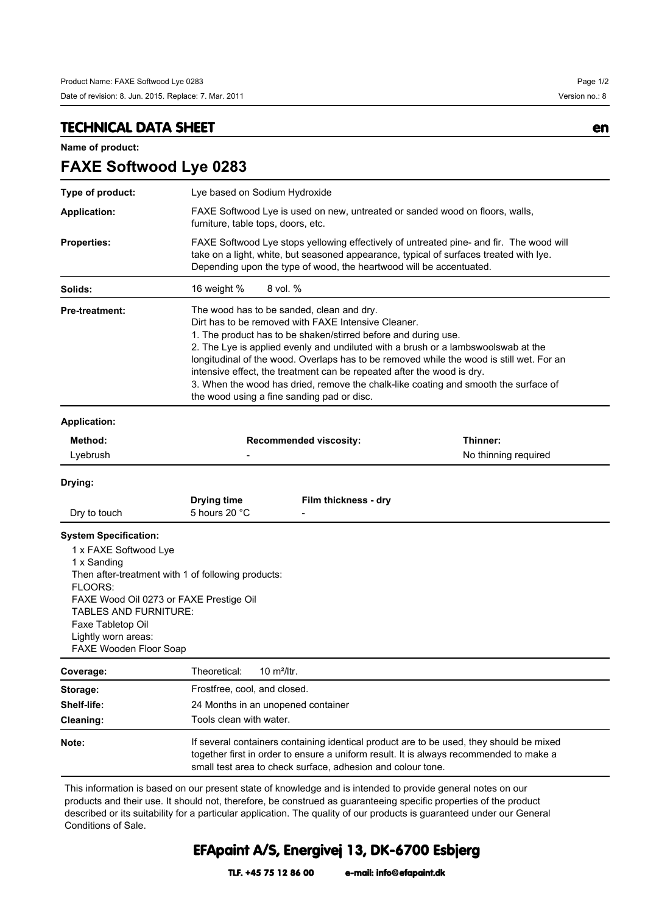## TECHNICAL DATA SHEET

en

**Name of product:**

# FAXE Softwood Lye 0283

| | |
|---|---|
| **Type of product:** | Lye based on Sodium Hydroxide |
| **Application:** | FAXE Softwood Lye is used on new, untreated or sanded wood on floors, walls, furniture, table tops, doors, etc. |
| **Properties:** | FAXE Softwood Lye stops yellowing effectively of untreated pine- and fir. The wood will take on a light, white, but seasoned appearance, typical of surfaces treated with lye. Depending upon the type of wood, the heartwood will be accentuated. |
| **Solids:** | 16 weight % 8 vol. % |
| **Pre-treatment:** | The wood has to be sanded, clean and dry.<br>Dirt has to be removed with FAXE Intensive Cleaner.<br>1. The product has to be shaken/stirred before and during use.<br>2. The Lye is applied evenly and undiluted with a brush or a lambswoolswab at the longitudinal of the wood. Overlaps has to be removed while the wood is still wet. For an intensive effect, the treatment can be repeated after the wood is dry.<br>3. When the wood has dried, remove the chalk-like coating and smooth the surface of the wood using a fine sanding pad or disc. |

**Application:**

| Method: | Recommended viscosity: | Thinner: |
|---|---|---|
| Lyebrush | - | No thinning required |

**Drying:**

| | Drying time | Film thickness - dry |
|---|---|---|
| Dry to touch | 5 hours 20 °C | - |

**System Specification:**

1 x FAXE Softwood Lye
1 x Sanding
Then after-treatment with 1 of following products:
FLOORS:
FAXE Wood Oil 0273 or FAXE Prestige Oil
TABLES AND FURNITURE:
Faxe Tabletop Oil
Lightly worn areas:
FAXE Wooden Floor Soap

| | |
|---|---|
| **Coverage:** | Theoretical: 10 m²/ltr. |
| **Storage:** | Frostfree, cool, and closed. |
| **Shelf-life:** | 24 Months in an unopened container |
| **Cleaning:** | Tools clean with water. |
| **Note:** | If several containers containing identical product are to be used, they should be mixed together first in order to ensure a uniform result. It is always recommended to make a small test area to check surface, adhesion and colour tone. |

This information is based on our present state of knowledge and is intended to provide general notes on our products and their use. It should not, therefore, be construed as guaranteeing specific properties of the product described or its suitability for a particular application. The quality of our products is guaranteed under our General Conditions of Sale.

**EFApaint A/S, Energivej 13, DK-6700 Esbjerg**

**TLF. +45 75 12 86 00 e-mail: info@efapaint.dk**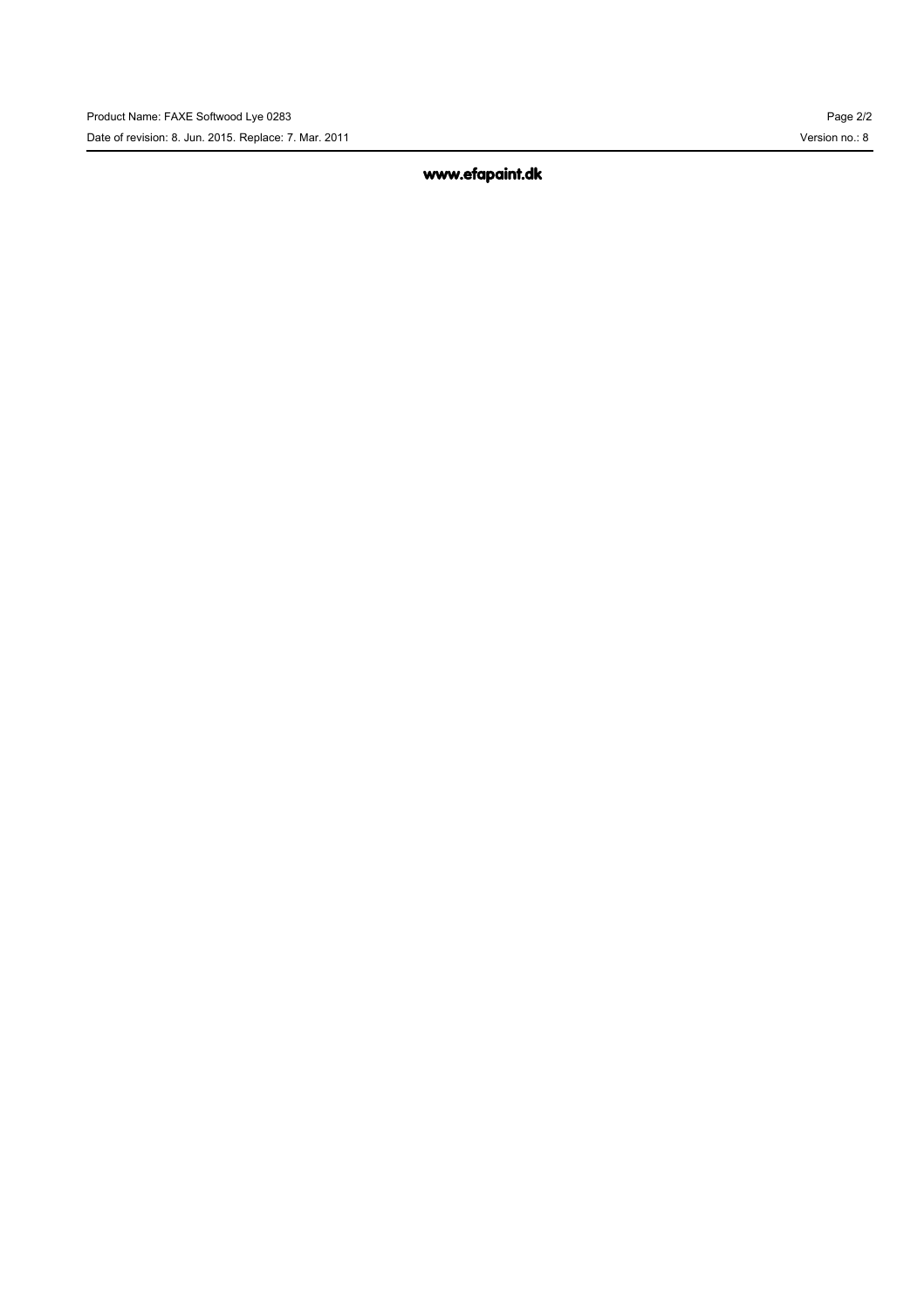**www.efapaint.dk**